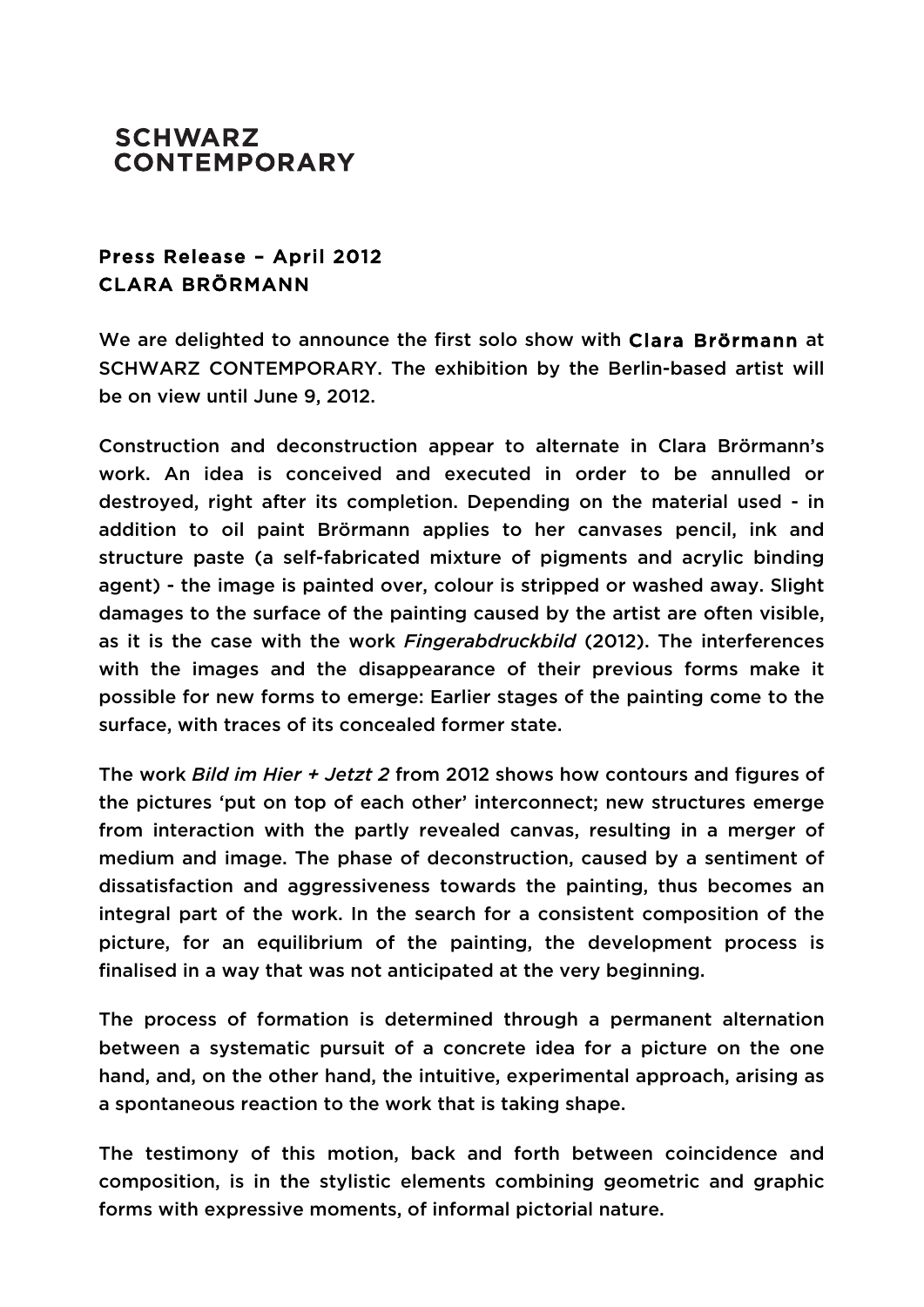**SCHWARZ CONTEMPORARY**

**Press Release – April 2012**
**CLARA BRÖRMANN**

We are delighted to announce the first solo show with **Clara Brörmann** at SCHWARZ CONTEMPORARY. The exhibition by the Berlin-based artist will be on view until June 9, 2012.

Construction and deconstruction appear to alternate in Clara Brörmann's work. An idea is conceived and executed in order to be annulled or destroyed, right after its completion. Depending on the material used - in addition to oil paint Brörmann applies to her canvases pencil, ink and structure paste (a self-fabricated mixture of pigments and acrylic binding agent) - the image is painted over, colour is stripped or washed away. Slight damages to the surface of the painting caused by the artist are often visible, as it is the case with the work *Fingerabdruckbild* (2012). The interferences with the images and the disappearance of their previous forms make it possible for new forms to emerge: Earlier stages of the painting come to the surface, with traces of its concealed former state.

The work *Bild im Hier + Jetzt 2* from 2012 shows how contours and figures of the pictures 'put on top of each other' interconnect; new structures emerge from interaction with the partly revealed canvas, resulting in a merger of medium and image. The phase of deconstruction, caused by a sentiment of dissatisfaction and aggressiveness towards the painting, thus becomes an integral part of the work. In the search for a consistent composition of the picture, for an equilibrium of the painting, the development process is finalised in a way that was not anticipated at the very beginning.

The process of formation is determined through a permanent alternation between a systematic pursuit of a concrete idea for a picture on the one hand, and, on the other hand, the intuitive, experimental approach, arising as a spontaneous reaction to the work that is taking shape.

The testimony of this motion, back and forth between coincidence and composition, is in the stylistic elements combining geometric and graphic forms with expressive moments, of informal pictorial nature.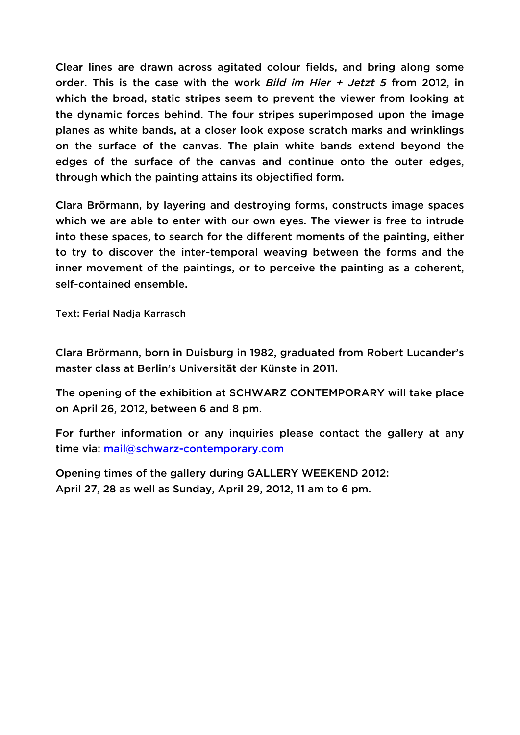Clear lines are drawn across agitated colour fields, and bring along some order. This is the case with the work *Bild im Hier + Jetzt 5* from 2012, in which the broad, static stripes seem to prevent the viewer from looking at the dynamic forces behind. The four stripes superimposed upon the image planes as white bands, at a closer look expose scratch marks and wrinklings on the surface of the canvas. The plain white bands extend beyond the edges of the surface of the canvas and continue onto the outer edges, through which the painting attains its objectified form.

Clara Brörmann, by layering and destroying forms, constructs image spaces which we are able to enter with our own eyes. The viewer is free to intrude into these spaces, to search for the different moments of the painting, either to try to discover the inter-temporal weaving between the forms and the inner movement of the paintings, or to perceive the painting as a coherent, self-contained ensemble.

Text: Ferial Nadja Karrasch

Clara Brörmann, born in Duisburg in 1982, graduated from Robert Lucander's master class at Berlin's Universität der Künste in 2011.

The opening of the exhibition at SCHWARZ CONTEMPORARY will take place on April 26, 2012, between 6 and 8 pm.

For further information or any inquiries please contact the gallery at any time via: mail@schwarz-contemporary.com

Opening times of the gallery during GALLERY WEEKEND 2012:
April 27, 28 as well as Sunday, April 29, 2012, 11 am to 6 pm.